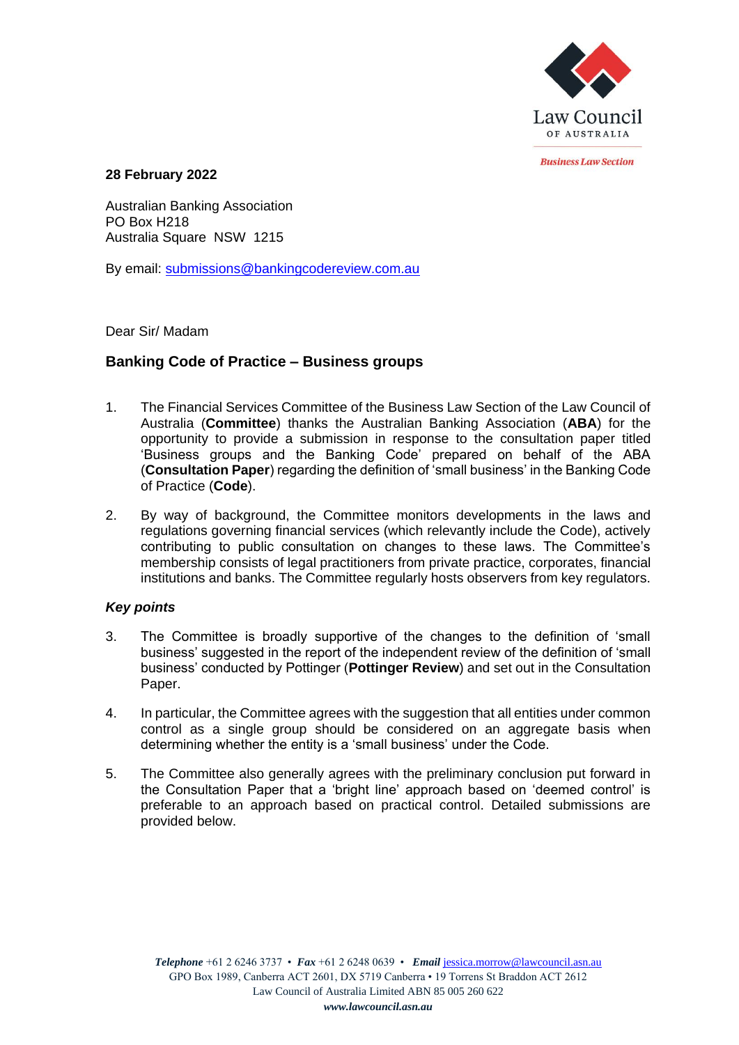Law Council OF AUSTRALIA

*Business Law Section*

**28 February 2022**

Australian Banking Association
PO Box H218
Australia Square NSW 1215

By email: submissions@bankingcodereview.com.au

Dear Sir/ Madam

## Banking Code of Practice – Business groups

1. The Financial Services Committee of the Business Law Section of the Law Council of Australia (**Committee**) thanks the Australian Banking Association (**ABA**) for the opportunity to provide a submission in response to the consultation paper titled 'Business groups and the Banking Code' prepared on behalf of the ABA (**Consultation Paper**) regarding the definition of 'small business' in the Banking Code of Practice (**Code**).

2. By way of background, the Committee monitors developments in the laws and regulations governing financial services (which relevantly include the Code), actively contributing to public consultation on changes to these laws. The Committee's membership consists of legal practitioners from private practice, corporates, financial institutions and banks. The Committee regularly hosts observers from key regulators.

### *Key points*

3. The Committee is broadly supportive of the changes to the definition of 'small business' suggested in the report of the independent review of the definition of 'small business' conducted by Pottinger (**Pottinger Review**) and set out in the Consultation Paper.

4. In particular, the Committee agrees with the suggestion that all entities under common control as a single group should be considered on an aggregate basis when determining whether the entity is a 'small business' under the Code.

5. The Committee also generally agrees with the preliminary conclusion put forward in the Consultation Paper that a 'bright line' approach based on 'deemed control' is preferable to an approach based on practical control. Detailed submissions are provided below.

*Telephone* +61 2 6246 3737 • *Fax* +61 2 6248 0639 • *Email* jessica.morrow@lawcouncil.asn.au
GPO Box 1989, Canberra ACT 2601, DX 5719 Canberra • 19 Torrens St Braddon ACT 2612
Law Council of Australia Limited ABN 85 005 260 622
*www.lawcouncil.asn.au*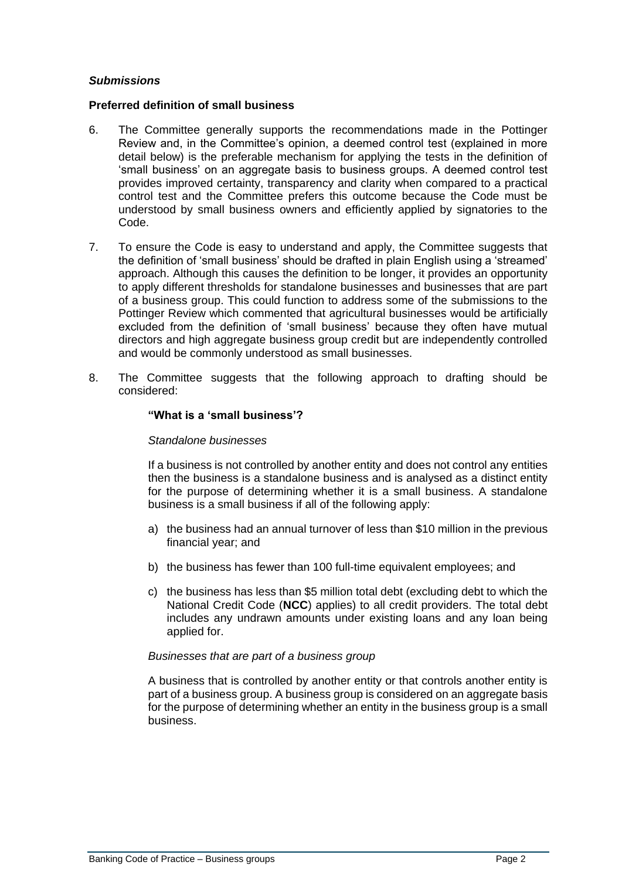***Submissions***

**Preferred definition of small business**

6. The Committee generally supports the recommendations made in the Pottinger Review and, in the Committee's opinion, a deemed control test (explained in more detail below) is the preferable mechanism for applying the tests in the definition of 'small business' on an aggregate basis to business groups. A deemed control test provides improved certainty, transparency and clarity when compared to a practical control test and the Committee prefers this outcome because the Code must be understood by small business owners and efficiently applied by signatories to the Code.

7. To ensure the Code is easy to understand and apply, the Committee suggests that the definition of 'small business' should be drafted in plain English using a 'streamed' approach. Although this causes the definition to be longer, it provides an opportunity to apply different thresholds for standalone businesses and businesses that are part of a business group. This could function to address some of the submissions to the Pottinger Review which commented that agricultural businesses would be artificially excluded from the definition of 'small business' because they often have mutual directors and high aggregate business group credit but are independently controlled and would be commonly understood as small businesses.

8. The Committee suggests that the following approach to drafting should be considered:

   **"What is a 'small business'?**

   *Standalone businesses*

   If a business is not controlled by another entity and does not control any entities then the business is a standalone business and is analysed as a distinct entity for the purpose of determining whether it is a small business. A standalone business is a small business if all of the following apply:

   a) the business had an annual turnover of less than $10 million in the previous financial year; and

   b) the business has fewer than 100 full-time equivalent employees; and

   c) the business has less than $5 million total debt (excluding debt to which the National Credit Code (**NCC**) applies) to all credit providers. The total debt includes any undrawn amounts under existing loans and any loan being applied for.

   *Businesses that are part of a business group*

   A business that is controlled by another entity or that controls another entity is part of a business group. A business group is considered on an aggregate basis for the purpose of determining whether an entity in the business group is a small business.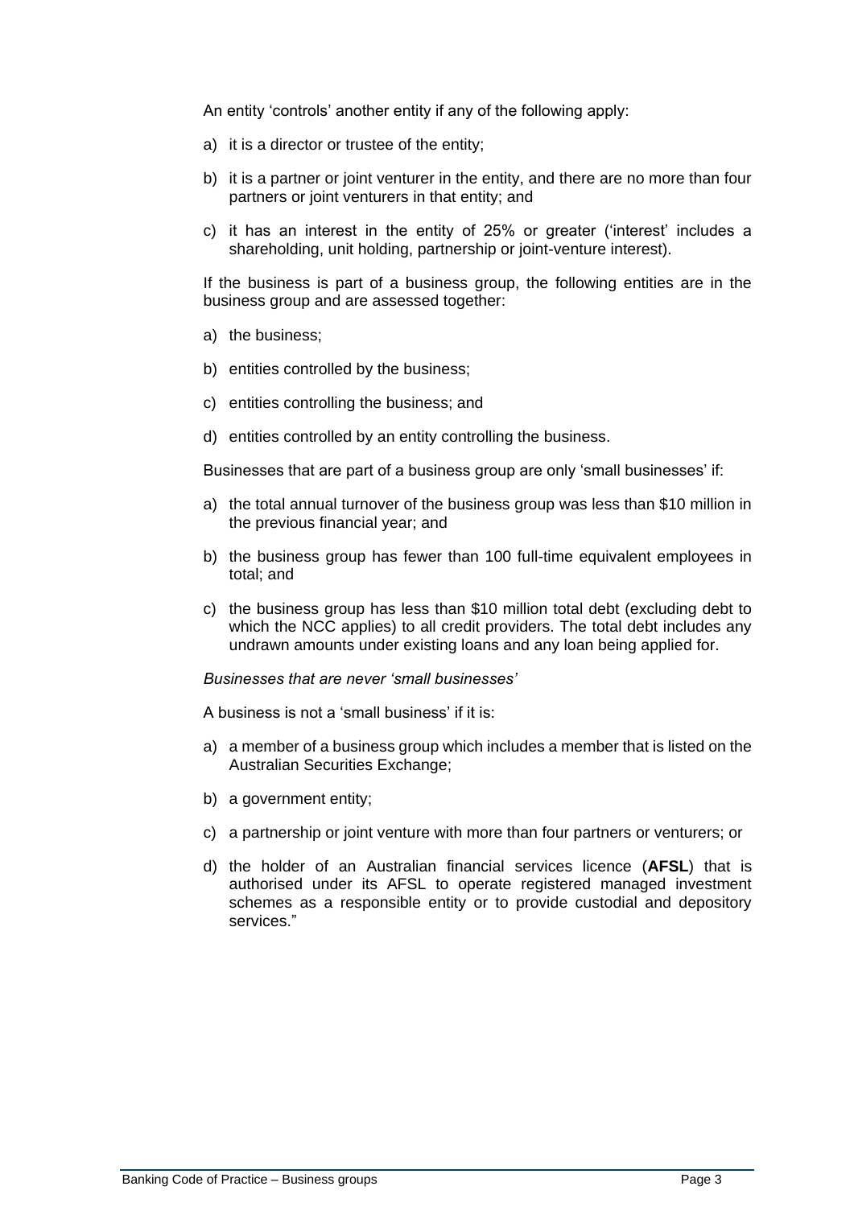An entity 'controls' another entity if any of the following apply:

a) it is a director or trustee of the entity;

b) it is a partner or joint venturer in the entity, and there are no more than four partners or joint venturers in that entity; and

c) it has an interest in the entity of 25% or greater ('interest' includes a shareholding, unit holding, partnership or joint-venture interest).

If the business is part of a business group, the following entities are in the business group and are assessed together:

a) the business;

b) entities controlled by the business;

c) entities controlling the business; and

d) entities controlled by an entity controlling the business.

Businesses that are part of a business group are only 'small businesses' if:

a) the total annual turnover of the business group was less than $10 million in the previous financial year; and

b) the business group has fewer than 100 full-time equivalent employees in total; and

c) the business group has less than $10 million total debt (excluding debt to which the NCC applies) to all credit providers. The total debt includes any undrawn amounts under existing loans and any loan being applied for.

*Businesses that are never 'small businesses'*

A business is not a 'small business' if it is:

a) a member of a business group which includes a member that is listed on the Australian Securities Exchange;

b) a government entity;

c) a partnership or joint venture with more than four partners or venturers; or

d) the holder of an Australian financial services licence (**AFSL**) that is authorised under its AFSL to operate registered managed investment schemes as a responsible entity or to provide custodial and depository services."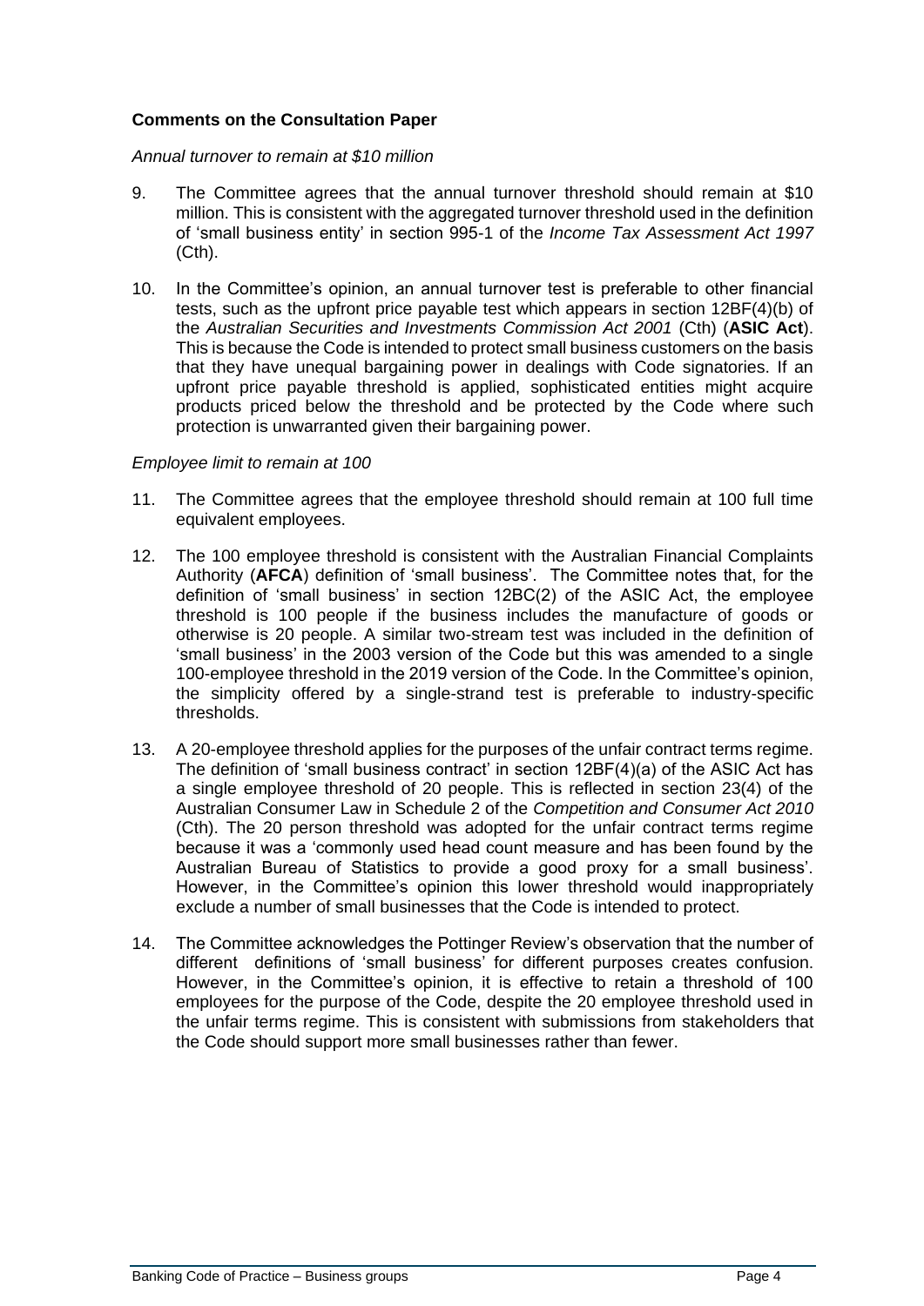**Comments on the Consultation Paper**

*Annual turnover to remain at $10 million*

9. The Committee agrees that the annual turnover threshold should remain at $10 million. This is consistent with the aggregated turnover threshold used in the definition of 'small business entity' in section 995-1 of the *Income Tax Assessment Act 1997* (Cth).

10. In the Committee's opinion, an annual turnover test is preferable to other financial tests, such as the upfront price payable test which appears in section 12BF(4)(b) of the *Australian Securities and Investments Commission Act 2001* (Cth) (**ASIC Act**). This is because the Code is intended to protect small business customers on the basis that they have unequal bargaining power in dealings with Code signatories. If an upfront price payable threshold is applied, sophisticated entities might acquire products priced below the threshold and be protected by the Code where such protection is unwarranted given their bargaining power.

*Employee limit to remain at 100*

11. The Committee agrees that the employee threshold should remain at 100 full time equivalent employees.

12. The 100 employee threshold is consistent with the Australian Financial Complaints Authority (**AFCA**) definition of 'small business'. The Committee notes that, for the definition of 'small business' in section 12BC(2) of the ASIC Act, the employee threshold is 100 people if the business includes the manufacture of goods or otherwise is 20 people. A similar two-stream test was included in the definition of 'small business' in the 2003 version of the Code but this was amended to a single 100-employee threshold in the 2019 version of the Code. In the Committee's opinion, the simplicity offered by a single-strand test is preferable to industry-specific thresholds.

13. A 20-employee threshold applies for the purposes of the unfair contract terms regime. The definition of 'small business contract' in section 12BF(4)(a) of the ASIC Act has a single employee threshold of 20 people. This is reflected in section 23(4) of the Australian Consumer Law in Schedule 2 of the *Competition and Consumer Act 2010* (Cth). The 20 person threshold was adopted for the unfair contract terms regime because it was a 'commonly used head count measure and has been found by the Australian Bureau of Statistics to provide a good proxy for a small business'. However, in the Committee's opinion this lower threshold would inappropriately exclude a number of small businesses that the Code is intended to protect.

14. The Committee acknowledges the Pottinger Review's observation that the number of different definitions of 'small business' for different purposes creates confusion. However, in the Committee's opinion, it is effective to retain a threshold of 100 employees for the purpose of the Code, despite the 20 employee threshold used in the unfair terms regime. This is consistent with submissions from stakeholders that the Code should support more small businesses rather than fewer.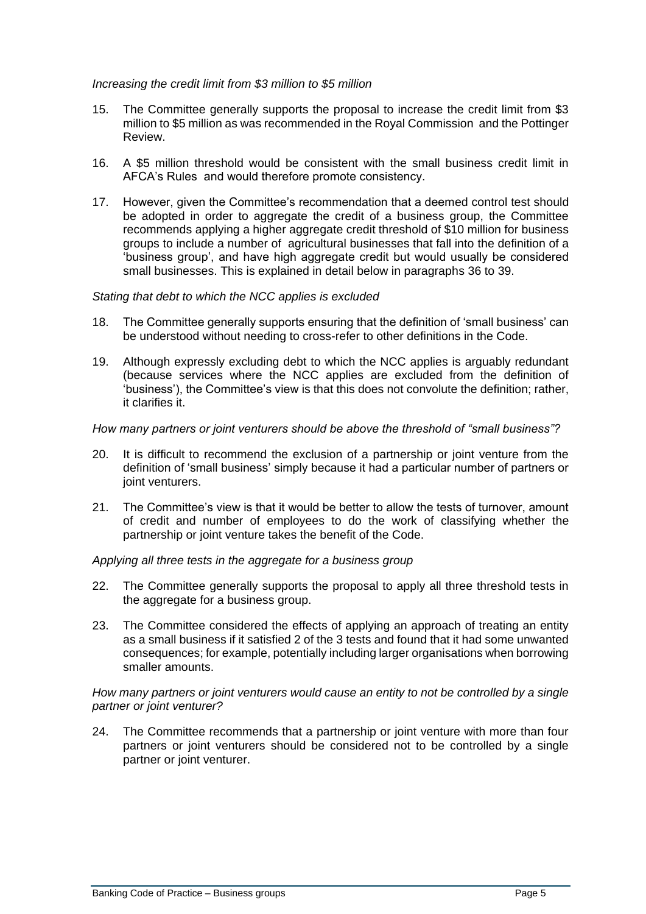*Increasing the credit limit from $3 million to $5 million*

15. The Committee generally supports the proposal to increase the credit limit from $3 million to $5 million as was recommended in the Royal Commission and the Pottinger Review.

16. A $5 million threshold would be consistent with the small business credit limit in AFCA's Rules and would therefore promote consistency.

17. However, given the Committee's recommendation that a deemed control test should be adopted in order to aggregate the credit of a business group, the Committee recommends applying a higher aggregate credit threshold of $10 million for business groups to include a number of agricultural businesses that fall into the definition of a 'business group', and have high aggregate credit but would usually be considered small businesses. This is explained in detail below in paragraphs 36 to 39.

*Stating that debt to which the NCC applies is excluded*

18. The Committee generally supports ensuring that the definition of 'small business' can be understood without needing to cross-refer to other definitions in the Code.

19. Although expressly excluding debt to which the NCC applies is arguably redundant (because services where the NCC applies are excluded from the definition of 'business'), the Committee's view is that this does not convolute the definition; rather, it clarifies it.

*How many partners or joint venturers should be above the threshold of "small business"?*

20. It is difficult to recommend the exclusion of a partnership or joint venture from the definition of 'small business' simply because it had a particular number of partners or joint venturers.

21. The Committee's view is that it would be better to allow the tests of turnover, amount of credit and number of employees to do the work of classifying whether the partnership or joint venture takes the benefit of the Code.

*Applying all three tests in the aggregate for a business group*

22. The Committee generally supports the proposal to apply all three threshold tests in the aggregate for a business group.

23. The Committee considered the effects of applying an approach of treating an entity as a small business if it satisfied 2 of the 3 tests and found that it had some unwanted consequences; for example, potentially including larger organisations when borrowing smaller amounts.

*How many partners or joint venturers would cause an entity to not be controlled by a single partner or joint venturer?*

24. The Committee recommends that a partnership or joint venture with more than four partners or joint venturers should be considered not to be controlled by a single partner or joint venturer.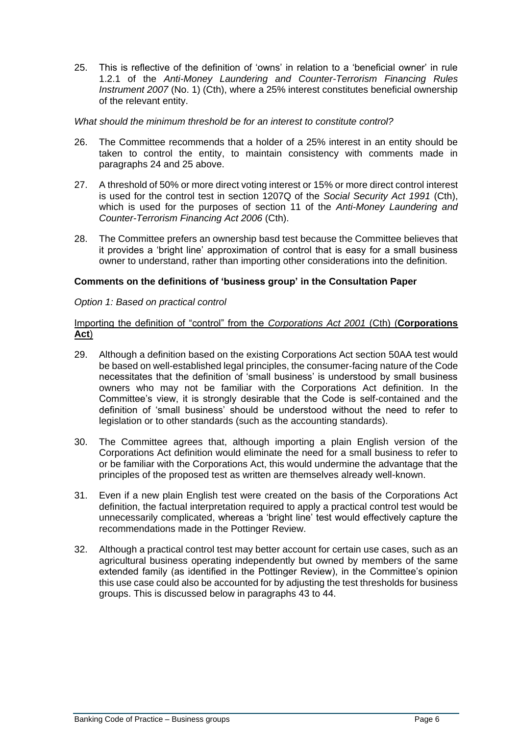25. This is reflective of the definition of 'owns' in relation to a 'beneficial owner' in rule 1.2.1 of the *Anti-Money Laundering and Counter-Terrorism Financing Rules Instrument 2007* (No. 1) (Cth), where a 25% interest constitutes beneficial ownership of the relevant entity.

*What should the minimum threshold be for an interest to constitute control?*

26. The Committee recommends that a holder of a 25% interest in an entity should be taken to control the entity, to maintain consistency with comments made in paragraphs 24 and 25 above.

27. A threshold of 50% or more direct voting interest or 15% or more direct control interest is used for the control test in section 1207Q of the *Social Security Act 1991* (Cth), which is used for the purposes of section 11 of the *Anti-Money Laundering and Counter-Terrorism Financing Act 2006* (Cth).

28. The Committee prefers an ownership basd test because the Committee believes that it provides a 'bright line' approximation of control that is easy for a small business owner to understand, rather than importing other considerations into the definition.

### Comments on the definitions of 'business group' in the Consultation Paper

*Option 1: Based on practical control*

<u>Importing the definition of "control" from the *Corporations Act 2001* (Cth) (**Corporations Act**)</u>

29. Although a definition based on the existing Corporations Act section 50AA test would be based on well-established legal principles, the consumer-facing nature of the Code necessitates that the definition of 'small business' is understood by small business owners who may not be familiar with the Corporations Act definition. In the Committee's view, it is strongly desirable that the Code is self-contained and the definition of 'small business' should be understood without the need to refer to legislation or to other standards (such as the accounting standards).

30. The Committee agrees that, although importing a plain English version of the Corporations Act definition would eliminate the need for a small business to refer to or be familiar with the Corporations Act, this would undermine the advantage that the principles of the proposed test as written are themselves already well-known.

31. Even if a new plain English test were created on the basis of the Corporations Act definition, the factual interpretation required to apply a practical control test would be unnecessarily complicated, whereas a 'bright line' test would effectively capture the recommendations made in the Pottinger Review.

32. Although a practical control test may better account for certain use cases, such as an agricultural business operating independently but owned by members of the same extended family (as identified in the Pottinger Review), in the Committee's opinion this use case could also be accounted for by adjusting the test thresholds for business groups. This is discussed below in paragraphs 43 to 44.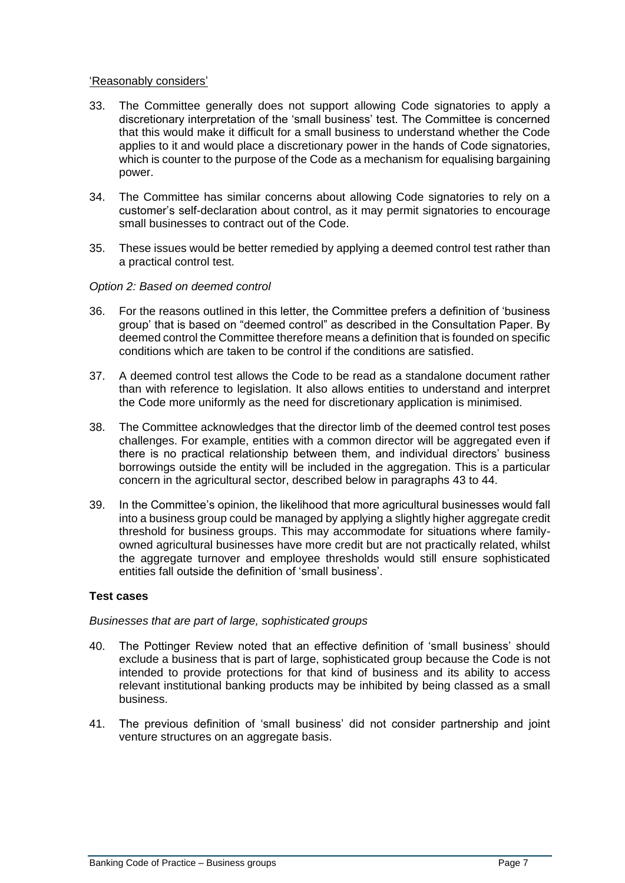'Reasonably considers'

33. The Committee generally does not support allowing Code signatories to apply a discretionary interpretation of the 'small business' test. The Committee is concerned that this would make it difficult for a small business to understand whether the Code applies to it and would place a discretionary power in the hands of Code signatories, which is counter to the purpose of the Code as a mechanism for equalising bargaining power.

34. The Committee has similar concerns about allowing Code signatories to rely on a customer's self-declaration about control, as it may permit signatories to encourage small businesses to contract out of the Code.

35. These issues would be better remedied by applying a deemed control test rather than a practical control test.

*Option 2: Based on deemed control*

36. For the reasons outlined in this letter, the Committee prefers a definition of 'business group' that is based on "deemed control" as described in the Consultation Paper. By deemed control the Committee therefore means a definition that is founded on specific conditions which are taken to be control if the conditions are satisfied.

37. A deemed control test allows the Code to be read as a standalone document rather than with reference to legislation. It also allows entities to understand and interpret the Code more uniformly as the need for discretionary application is minimised.

38. The Committee acknowledges that the director limb of the deemed control test poses challenges. For example, entities with a common director will be aggregated even if there is no practical relationship between them, and individual directors' business borrowings outside the entity will be included in the aggregation. This is a particular concern in the agricultural sector, described below in paragraphs 43 to 44.

39. In the Committee's opinion, the likelihood that more agricultural businesses would fall into a business group could be managed by applying a slightly higher aggregate credit threshold for business groups. This may accommodate for situations where family-owned agricultural businesses have more credit but are not practically related, whilst the aggregate turnover and employee thresholds would still ensure sophisticated entities fall outside the definition of 'small business'.

**Test cases**

*Businesses that are part of large, sophisticated groups*

40. The Pottinger Review noted that an effective definition of 'small business' should exclude a business that is part of large, sophisticated group because the Code is not intended to provide protections for that kind of business and its ability to access relevant institutional banking products may be inhibited by being classed as a small business.

41. The previous definition of 'small business' did not consider partnership and joint venture structures on an aggregate basis.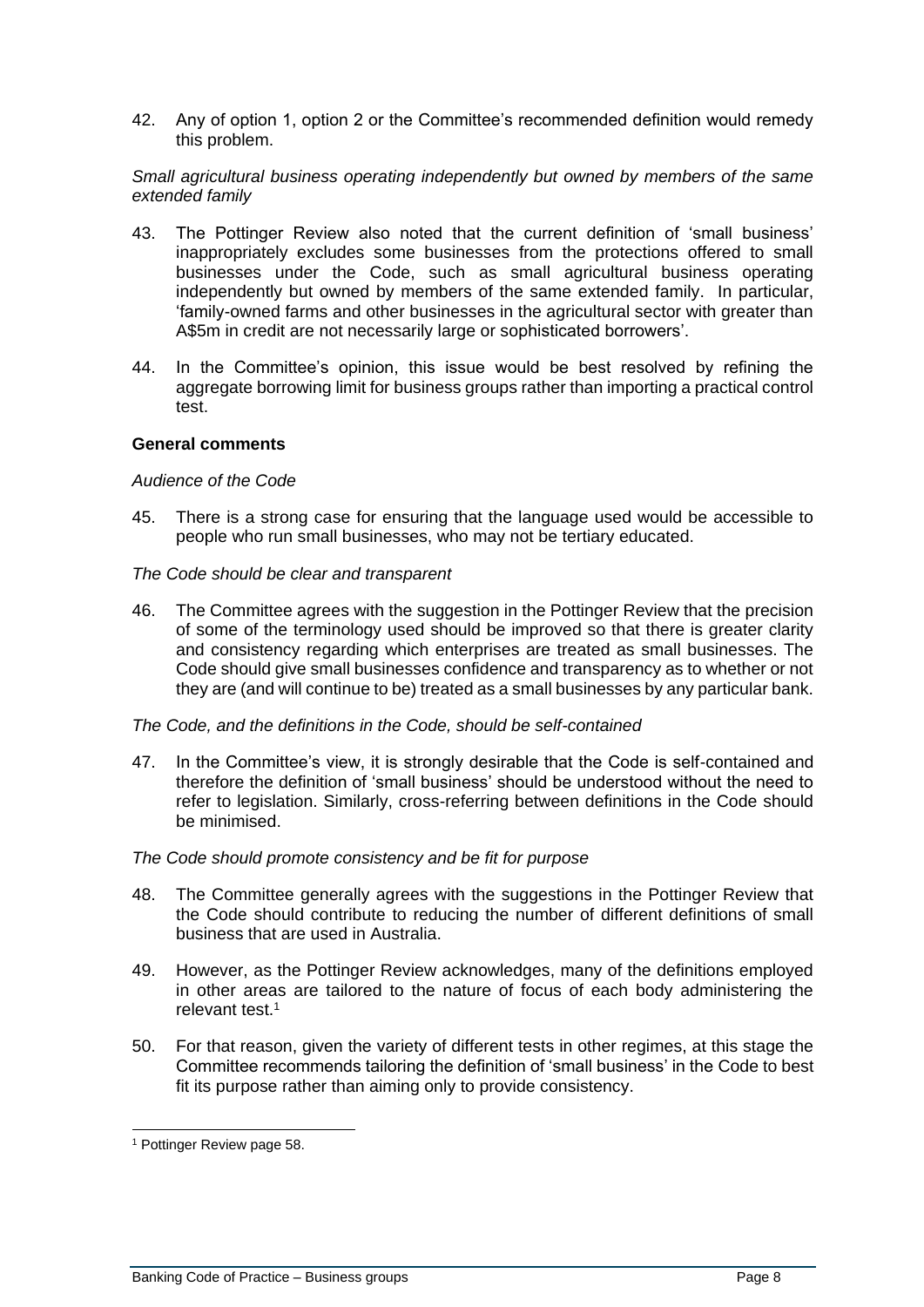42. Any of option 1, option 2 or the Committee's recommended definition would remedy this problem.

*Small agricultural business operating independently but owned by members of the same extended family*

43. The Pottinger Review also noted that the current definition of 'small business' inappropriately excludes some businesses from the protections offered to small businesses under the Code, such as small agricultural business operating independently but owned by members of the same extended family. In particular, 'family-owned farms and other businesses in the agricultural sector with greater than A$5m in credit are not necessarily large or sophisticated borrowers'.

44. In the Committee's opinion, this issue would be best resolved by refining the aggregate borrowing limit for business groups rather than importing a practical control test.

**General comments**

*Audience of the Code*

45. There is a strong case for ensuring that the language used would be accessible to people who run small businesses, who may not be tertiary educated.

*The Code should be clear and transparent*

46. The Committee agrees with the suggestion in the Pottinger Review that the precision of some of the terminology used should be improved so that there is greater clarity and consistency regarding which enterprises are treated as small businesses. The Code should give small businesses confidence and transparency as to whether or not they are (and will continue to be) treated as a small businesses by any particular bank.

*The Code, and the definitions in the Code, should be self-contained*

47. In the Committee's view, it is strongly desirable that the Code is self-contained and therefore the definition of 'small business' should be understood without the need to refer to legislation. Similarly, cross-referring between definitions in the Code should be minimised.

*The Code should promote consistency and be fit for purpose*

48. The Committee generally agrees with the suggestions in the Pottinger Review that the Code should contribute to reducing the number of different definitions of small business that are used in Australia.

49. However, as the Pottinger Review acknowledges, many of the definitions employed in other areas are tailored to the nature of focus of each body administering the relevant test.[1]

50. For that reason, given the variety of different tests in other regimes, at this stage the Committee recommends tailoring the definition of 'small business' in the Code to best fit its purpose rather than aiming only to provide consistency.

[1] Pottinger Review page 58.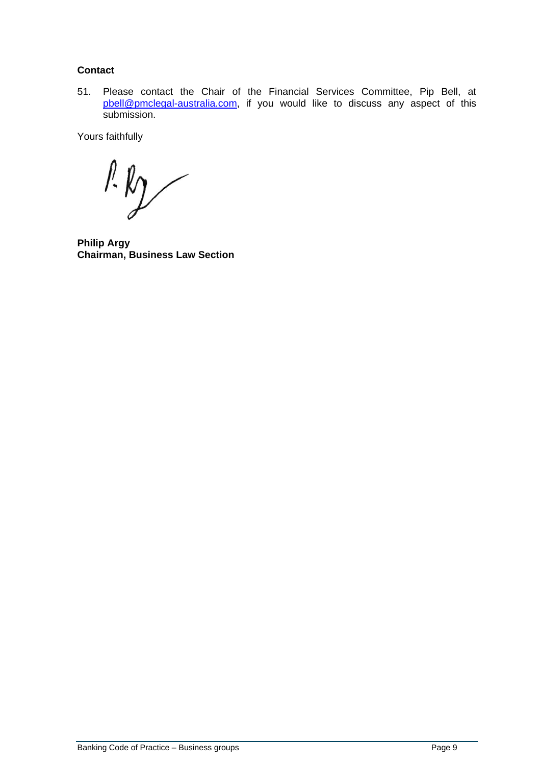**Contact**

51. Please contact the Chair of the Financial Services Committee, Pip Bell, at pbell@pmclegal-australia.com, if you would like to discuss any aspect of this submission.

Yours faithfully

**Philip Argy**
**Chairman, Business Law Section**